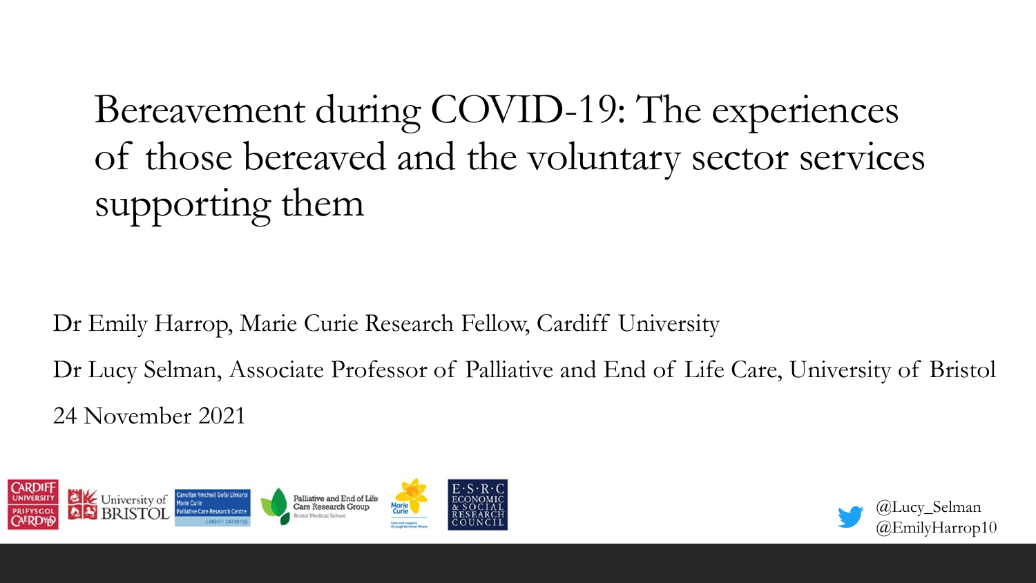# Bereavement during COVID-19: The experiences of those bereaved and the voluntary sector services supporting them

Dr Emily Harrop, Marie Curie Research Fellow, Cardiff University

Dr Lucy Selman, Associate Professor of Palliative and End of Life Care, University of Bristol

24 November 2021

@Lucy_Selman
@EmilyHarrop10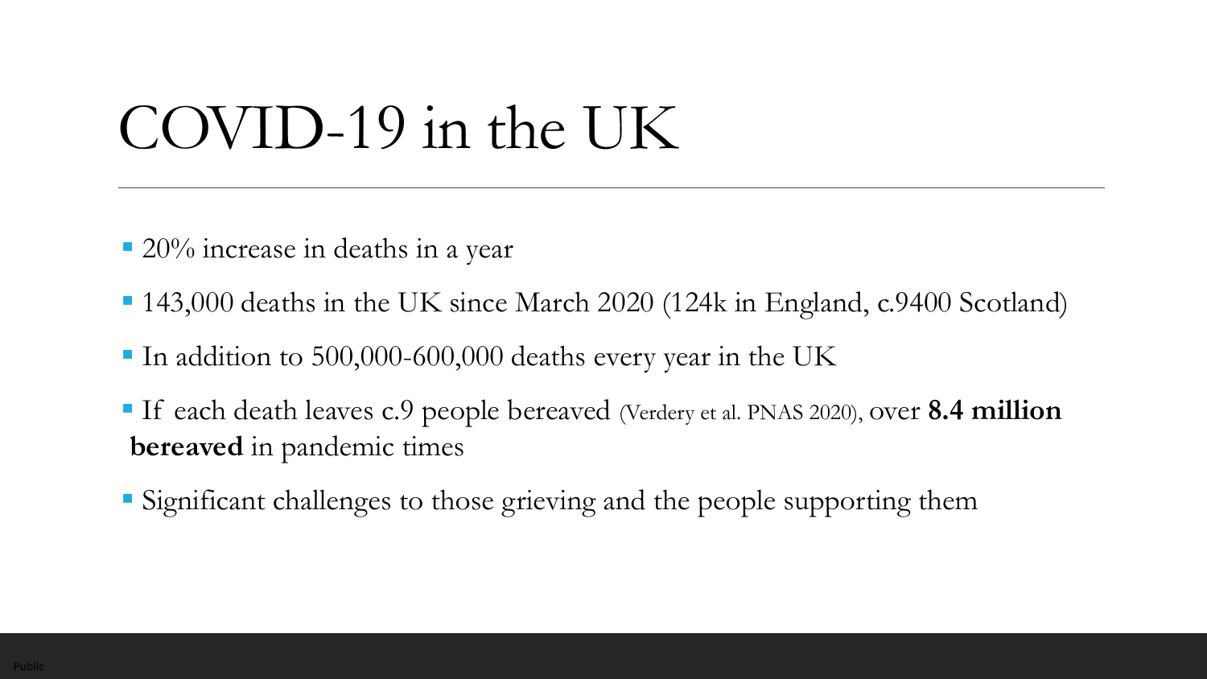# COVID-19 in the UK

- 20% increase in deaths in a year
- 143,000 deaths in the UK since March 2020 (124k in England, c.9400 Scotland)
- In addition to 500,000-600,000 deaths every year in the UK
- If each death leaves c.9 people bereaved (Verdery et al. PNAS 2020), over **8.4 million bereaved** in pandemic times
- Significant challenges to those grieving and the people supporting them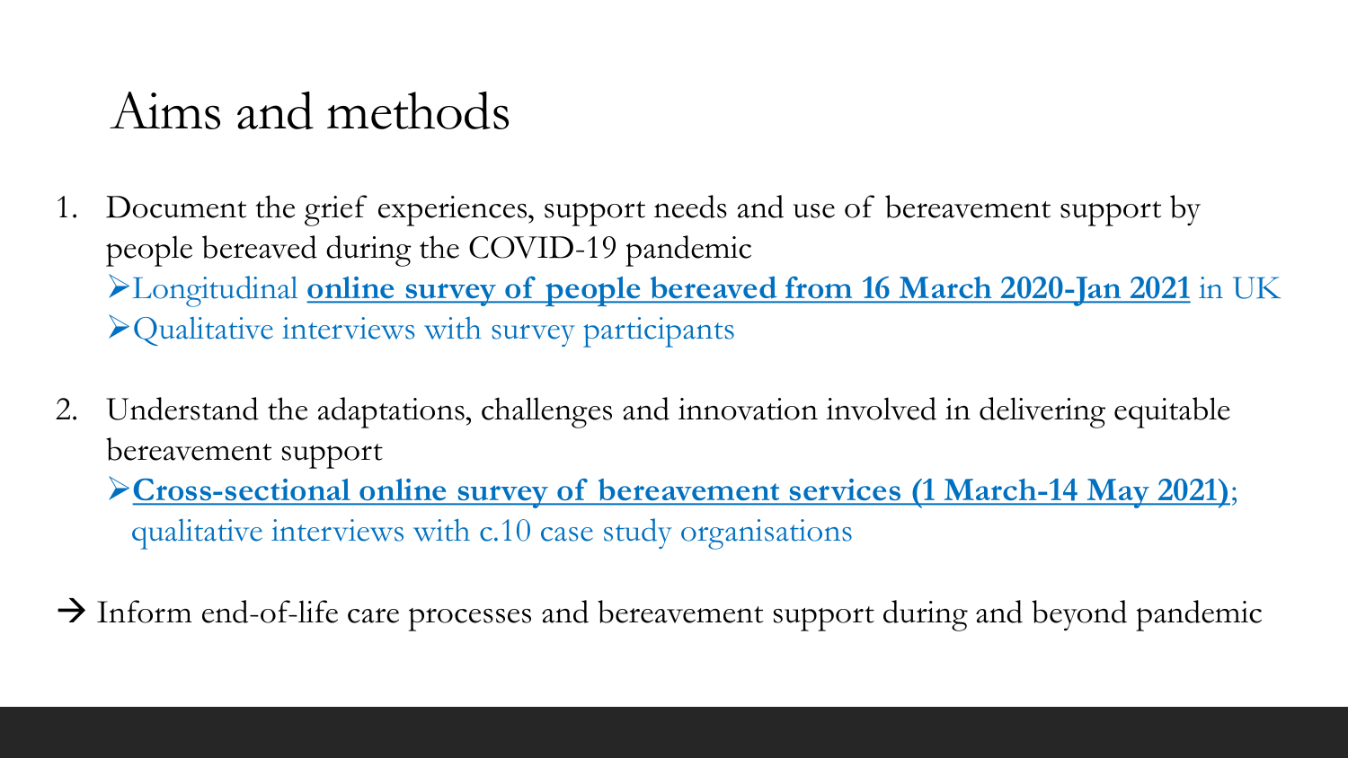# Aims and methods

1. Document the grief experiences, support needs and use of bereavement support by people bereaved during the COVID-19 pandemic
   - Longitudinal **online survey of people bereaved from 16 March 2020-Jan 2021** in UK
   - Qualitative interviews with survey participants

2. Understand the adaptations, challenges and innovation involved in delivering equitable bereavement support
   - **Cross-sectional online survey of bereavement services (1 March-14 May 2021)**; qualitative interviews with c.10 case study organisations

→ Inform end-of-life care processes and bereavement support during and beyond pandemic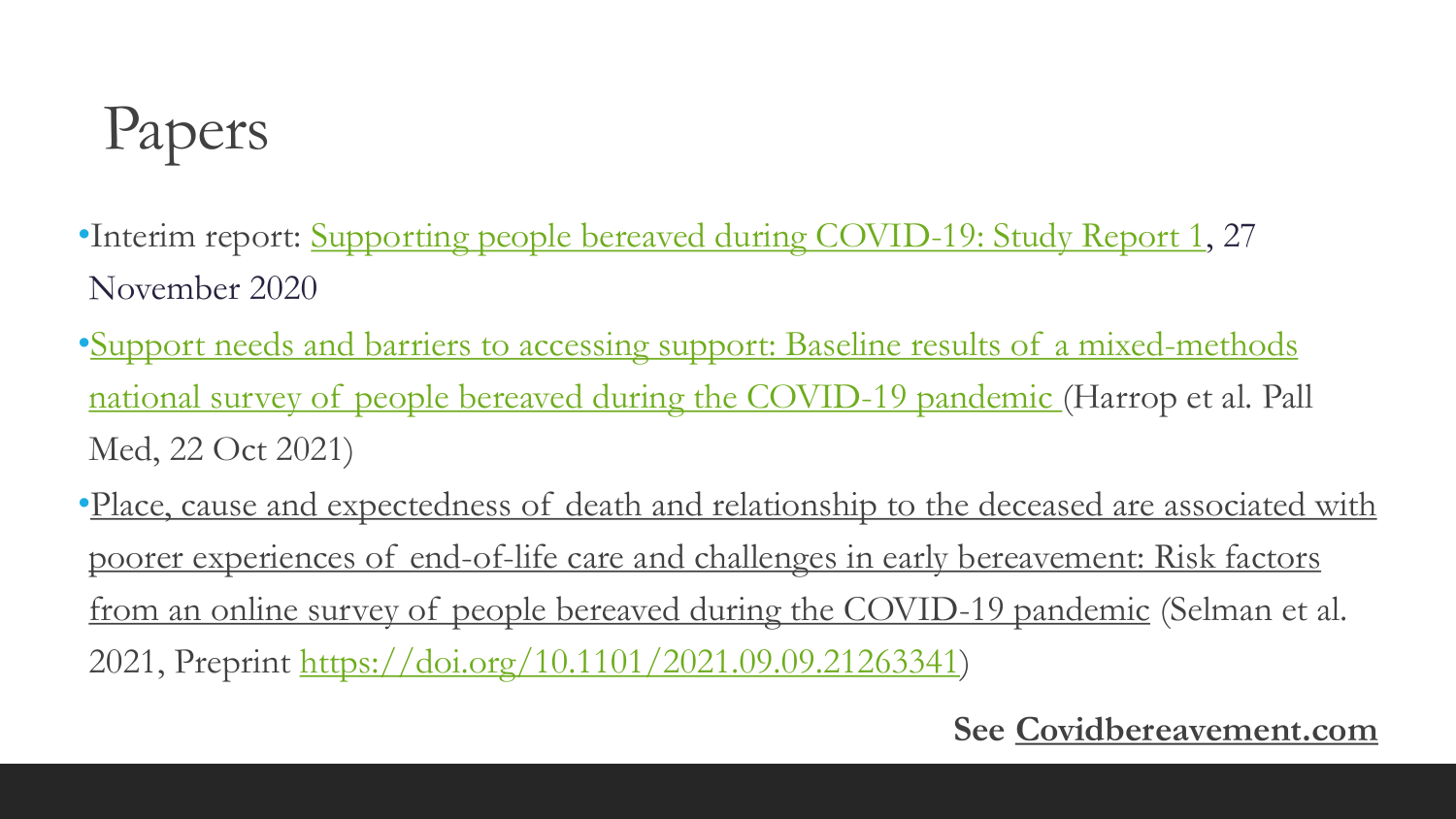# Papers

- Interim report: Supporting people bereaved during COVID-19: Study Report 1, 27 November 2020
- Support needs and barriers to accessing support: Baseline results of a mixed-methods national survey of people bereaved during the COVID-19 pandemic (Harrop et al. Pall Med, 22 Oct 2021)
- Place, cause and expectedness of death and relationship to the deceased are associated with poorer experiences of end-of-life care and challenges in early bereavement: Risk factors from an online survey of people bereaved during the COVID-19 pandemic (Selman et al. 2021, Preprint https://doi.org/10.1101/2021.09.09.21263341)

**See Covidbereavement.com**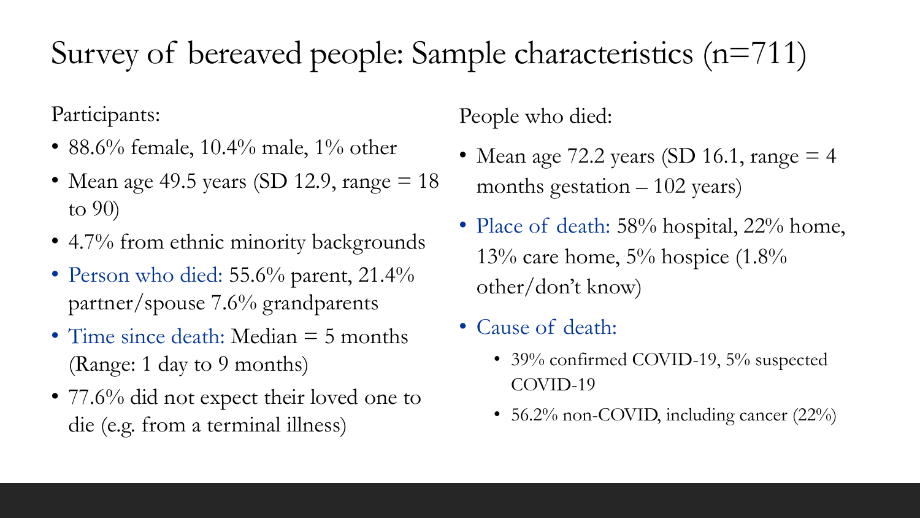# Survey of bereaved people: Sample characteristics (n=711)

Participants:

- 88.6% female, 10.4% male, 1% other
- Mean age 49.5 years (SD 12.9, range = 18 to 90)
- 4.7% from ethnic minority backgrounds
- Person who died: 55.6% parent, 21.4% partner/spouse 7.6% grandparents
- Time since death: Median = 5 months (Range: 1 day to 9 months)
- 77.6% did not expect their loved one to die (e.g. from a terminal illness)

People who died:

- Mean age 72.2 years (SD 16.1, range = 4 months gestation – 102 years)
- Place of death: 58% hospital, 22% home, 13% care home, 5% hospice (1.8% other/don't know)
- Cause of death:
  - 39% confirmed COVID-19, 5% suspected COVID-19
  - 56.2% non-COVID, including cancer (22%)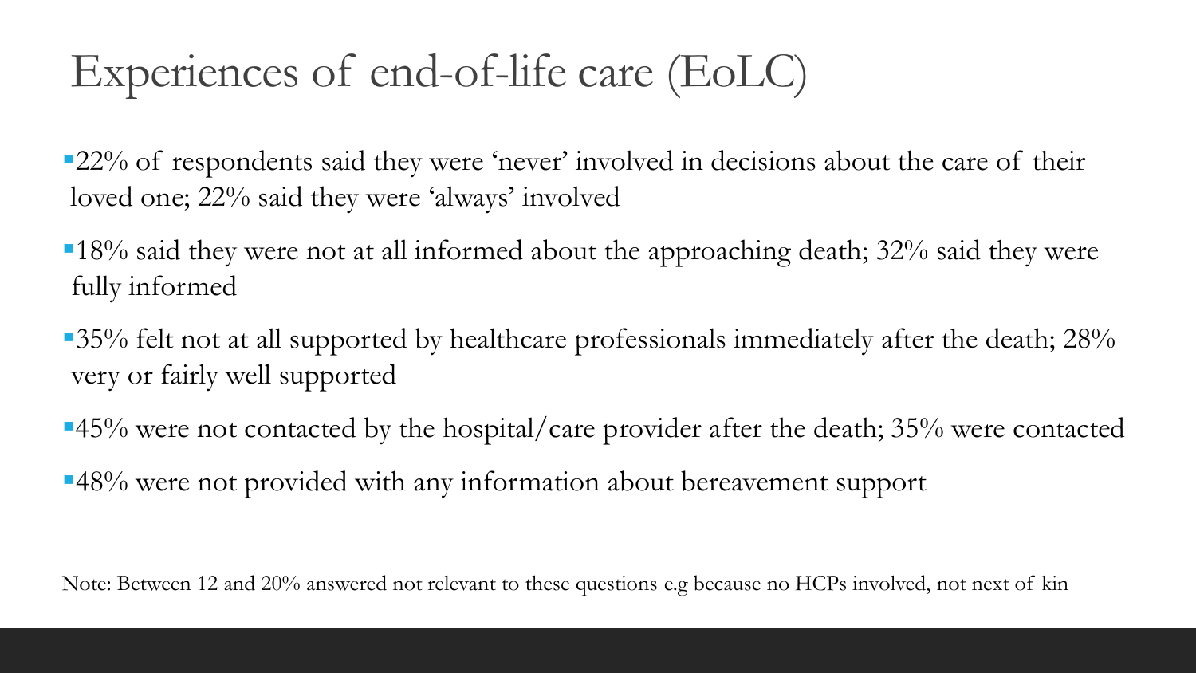# Experiences of end-of-life care (EoLC)

- 22% of respondents said they were 'never' involved in decisions about the care of their loved one; 22% said they were 'always' involved
- 18% said they were not at all informed about the approaching death; 32% said they were fully informed
- 35% felt not at all supported by healthcare professionals immediately after the death; 28% very or fairly well supported
- 45% were not contacted by the hospital/care provider after the death; 35% were contacted
- 48% were not provided with any information about bereavement support

Note: Between 12 and 20% answered not relevant to these questions e.g because no HCPs involved, not next of kin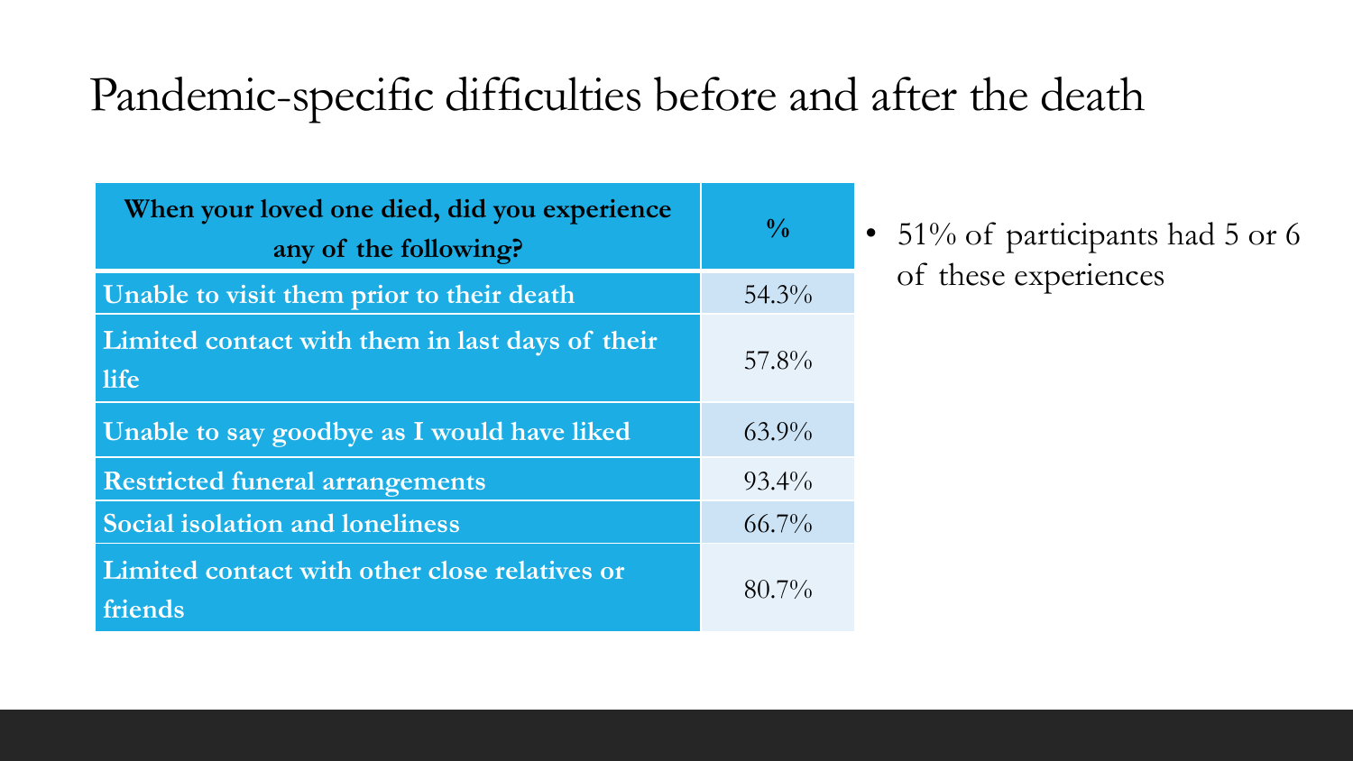# Pandemic-specific difficulties before and after the death

| When your loved one died, did you experience any of the following? | % |
| --- | --- |
| Unable to visit them prior to their death | 54.3% |
| Limited contact with them in last days of their life | 57.8% |
| Unable to say goodbye as I would have liked | 63.9% |
| Restricted funeral arrangements | 93.4% |
| Social isolation and loneliness | 66.7% |
| Limited contact with other close relatives or friends | 80.7% |

- 51% of participants had 5 or 6 of these experiences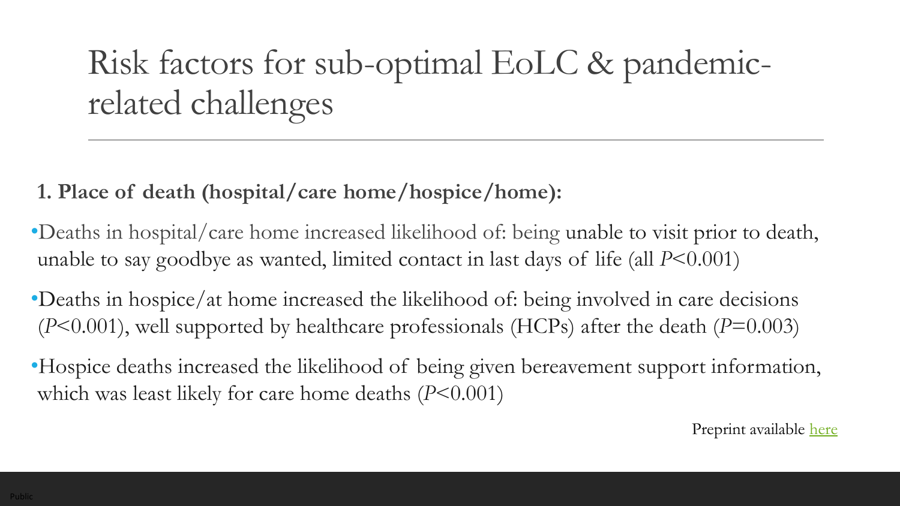# Risk factors for sub-optimal EoLC & pandemic-related challenges

**1. Place of death (hospital/care home/hospice/home):**

- Deaths in hospital/care home increased likelihood of: being unable to visit prior to death, unable to say goodbye as wanted, limited contact in last days of life (all $P<0.001$)
- Deaths in hospice/at home increased the likelihood of: being involved in care decisions ($P<0.001$), well supported by healthcare professionals (HCPs) after the death ($P=0.003$)
- Hospice deaths increased the likelihood of being given bereavement support information, which was least likely for care home deaths ($P<0.001$)

Preprint available here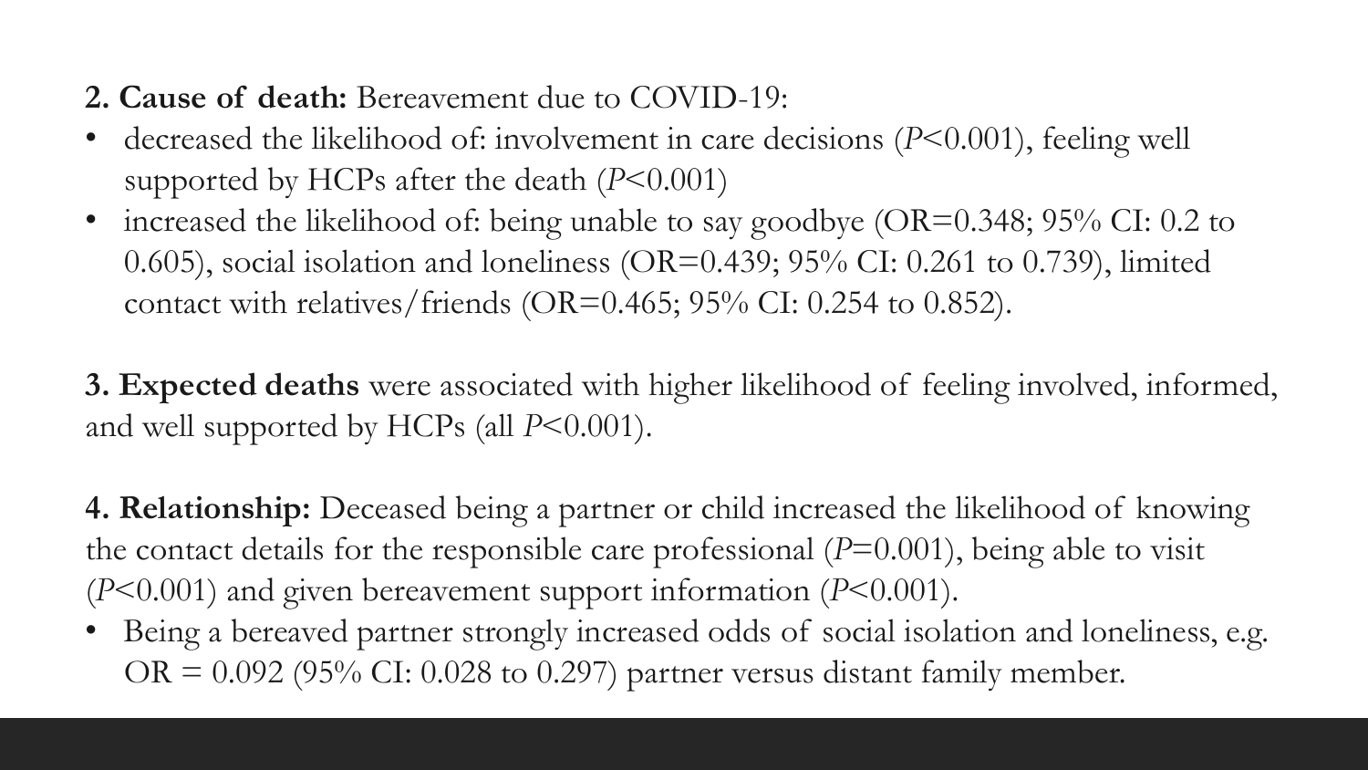**2. Cause of death:** Bereavement due to COVID-19:

- decreased the likelihood of: involvement in care decisions ($P$<0.001), feeling well supported by HCPs after the death ($P$<0.001)
- increased the likelihood of: being unable to say goodbye (OR=0.348; 95% CI: 0.2 to 0.605), social isolation and loneliness (OR=0.439; 95% CI: 0.261 to 0.739), limited contact with relatives/friends (OR=0.465; 95% CI: 0.254 to 0.852).

**3. Expected deaths** were associated with higher likelihood of feeling involved, informed, and well supported by HCPs (all $P$<0.001).

**4. Relationship:** Deceased being a partner or child increased the likelihood of knowing the contact details for the responsible care professional ($P$=0.001), being able to visit ($P$<0.001) and given bereavement support information ($P$<0.001).

- Being a bereaved partner strongly increased odds of social isolation and loneliness, e.g. OR = 0.092 (95% CI: 0.028 to 0.297) partner versus distant family member.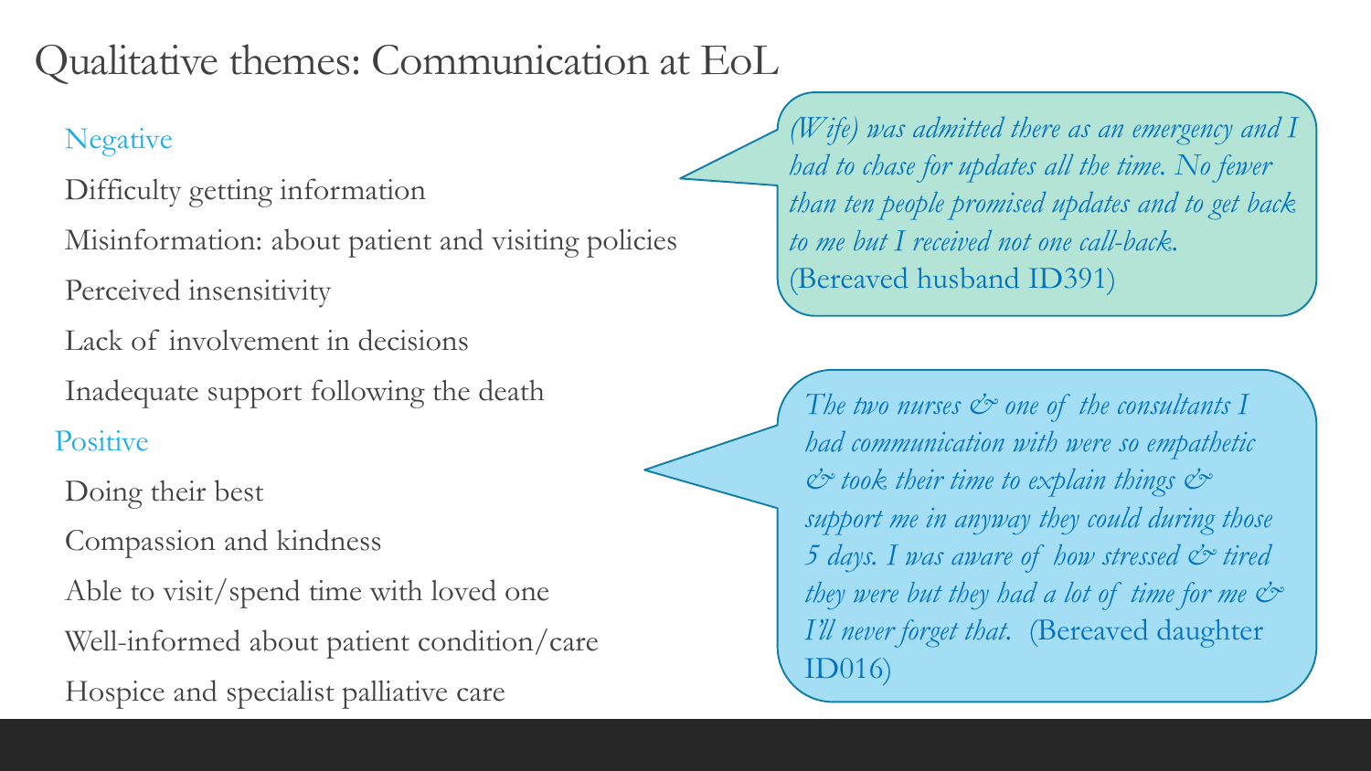# Qualitative themes: Communication at EoL

**Negative**

- Difficulty getting information
- Misinformation: about patient and visiting policies
- Perceived insensitivity
- Lack of involvement in decisions
- Inadequate support following the death

**Positive**

- Doing their best
- Compassion and kindness
- Able to visit/spend time with loved one
- Well-informed about patient condition/care
- Hospice and specialist palliative care

> *(Wife) was admitted there as an emergency and I had to chase for updates all the time. No fewer than ten people promised updates and to get back to me but I received not one call-back.* (Bereaved husband ID391)

> *The two nurses & one of the consultants I had communication with were so empathetic & took their time to explain things & support me in anyway they could during those 5 days. I was aware of how stressed & tired they were but they had a lot of time for me & I'll never forget that.* (Bereaved daughter ID016)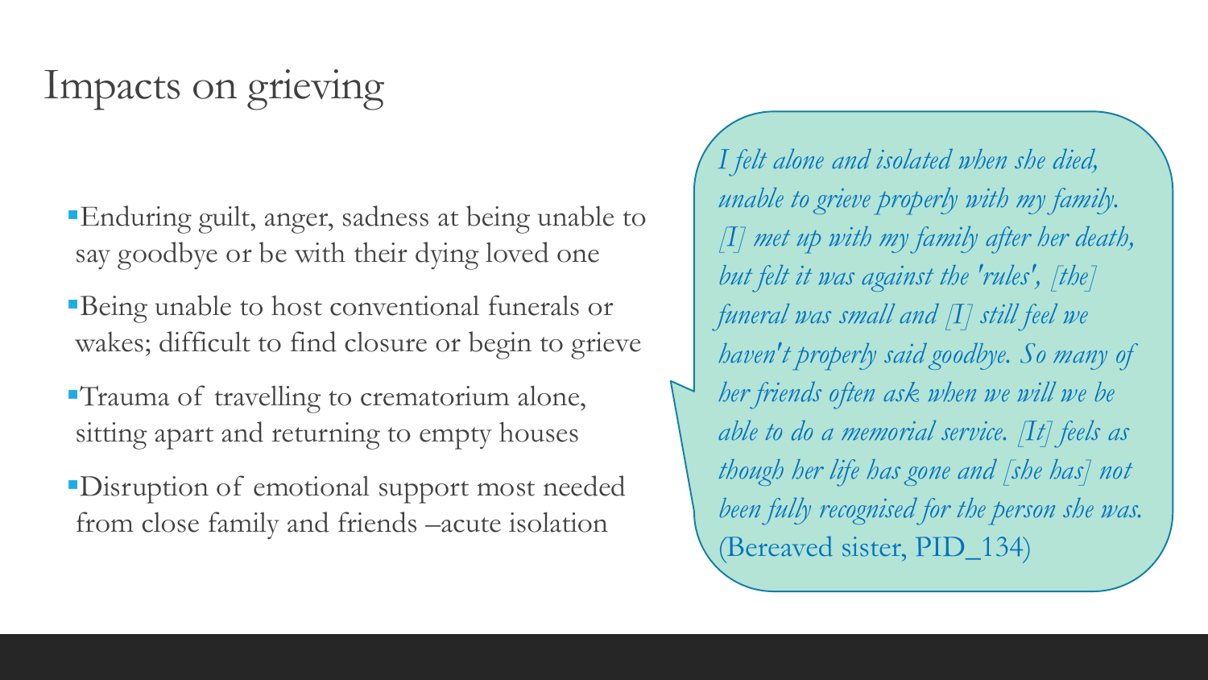# Impacts on grieving

- Enduring guilt, anger, sadness at being unable to say goodbye or be with their dying loved one
- Being unable to host conventional funerals or wakes; difficult to find closure or begin to grieve
- Trauma of travelling to crematorium alone, sitting apart and returning to empty houses
- Disruption of emotional support most needed from close family and friends –acute isolation

> *I felt alone and isolated when she died, unable to grieve properly with my family. [I] met up with my family after her death, but felt it was against the 'rules', [the] funeral was small and [I] still feel we haven't properly said goodbye. So many of her friends often ask when will we be able to do a memorial service. [It] feels as though her life has gone and [she has] not been fully recognised for the person she was.* (Bereaved sister, PID_134)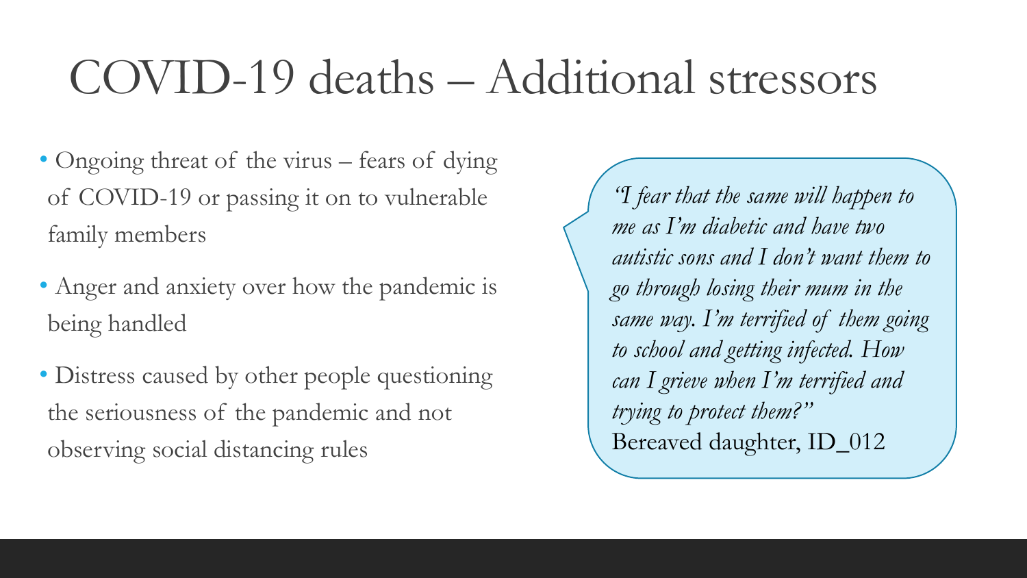# COVID-19 deaths – Additional stressors

- Ongoing threat of the virus – fears of dying of COVID-19 or passing it on to vulnerable family members
- Anger and anxiety over how the pandemic is being handled
- Distress caused by other people questioning the seriousness of the pandemic and not observing social distancing rules

*"I fear that the same will happen to me as I'm diabetic and have two autistic sons and I don't want them to go through losing their mum in the same way. I'm terrified of them going to school and getting infected. How can I grieve when I'm terrified and trying to protect them?"*
Bereaved daughter, ID_012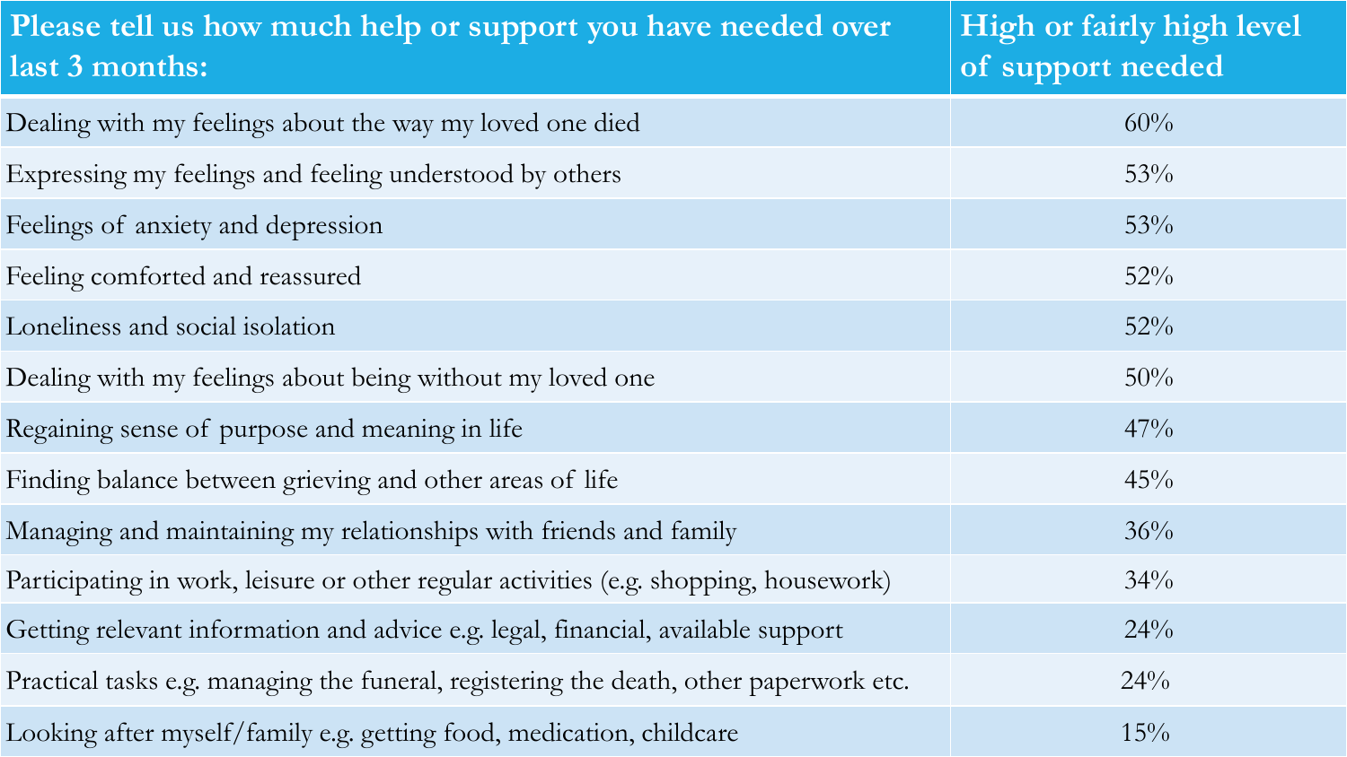| Please tell us how much help or support you have needed over last 3 months: | High or fairly high level of support needed |
| --- | --- |
| Dealing with my feelings about the way my loved one died | 60% |
| Expressing my feelings and feeling understood by others | 53% |
| Feelings of anxiety and depression | 53% |
| Feeling comforted and reassured | 52% |
| Loneliness and social isolation | 52% |
| Dealing with my feelings about being without my loved one | 50% |
| Regaining sense of purpose and meaning in life | 47% |
| Finding balance between grieving and other areas of life | 45% |
| Managing and maintaining my relationships with friends and family | 36% |
| Participating in work, leisure or other regular activities (e.g. shopping, housework) | 34% |
| Getting relevant information and advice e.g. legal, financial, available support | 24% |
| Practical tasks e.g. managing the funeral, registering the death, other paperwork etc. | 24% |
| Looking after myself/family e.g. getting food, medication, childcare | 15% |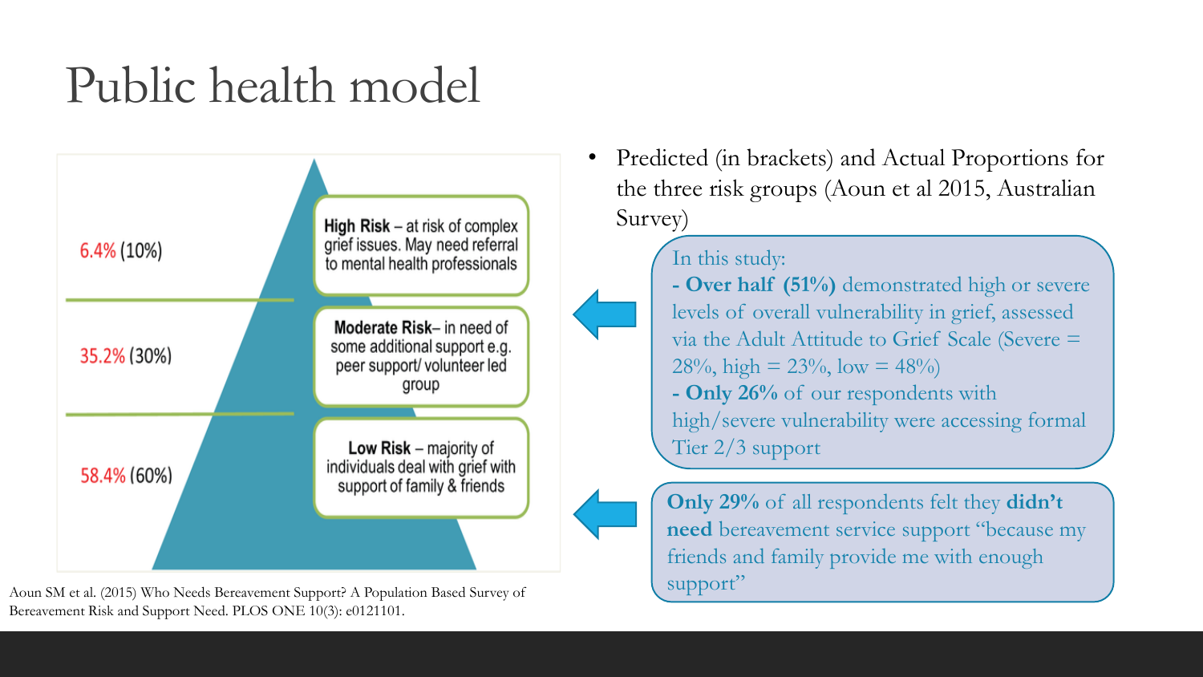# Public health model

6.4% (10%)

**High Risk** – at risk of complex grief issues. May need referral to mental health professionals

35.2% (30%)

**Moderate Risk**– in need of some additional support e.g. peer support/ volunteer led group

58.4% (60%)

**Low Risk** – majority of individuals deal with grief with support of family & friends

Aoun SM et al. (2015) Who Needs Bereavement Support? A Population Based Survey of Bereavement Risk and Support Need. PLOS ONE 10(3): e0121101.

- Predicted (in brackets) and Actual Proportions for the three risk groups (Aoun et al 2015, Australian Survey)

In this study:
- **Over half (51%)** demonstrated high or severe levels of overall vulnerability in grief, assessed via the Adult Attitude to Grief Scale (Severe = 28%, high = 23%, low = 48%)
- **Only 26%** of our respondents with high/severe vulnerability were accessing formal Tier 2/3 support

**Only 29%** of all respondents felt they **didn't need** bereavement service support "because my friends and family provide me with enough support"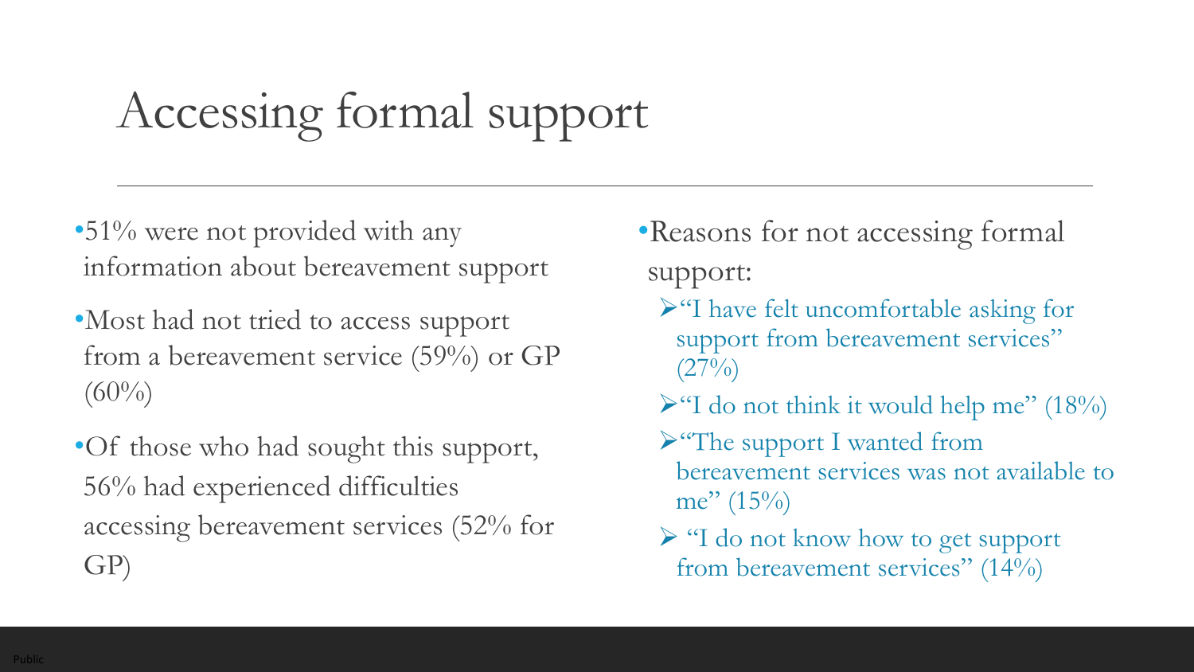# Accessing formal support

- 51% were not provided with any information about bereavement support
- Most had not tried to access support from a bereavement service (59%) or GP (60%)
- Of those who had sought this support, 56% had experienced difficulties accessing bereavement services (52% for GP)

- Reasons for not accessing formal support:
  - "I have felt uncomfortable asking for support from bereavement services" (27%)
  - "I do not think it would help me" (18%)
  - "The support I wanted from bereavement services was not available to me" (15%)
  - "I do not know how to get support from bereavement services" (14%)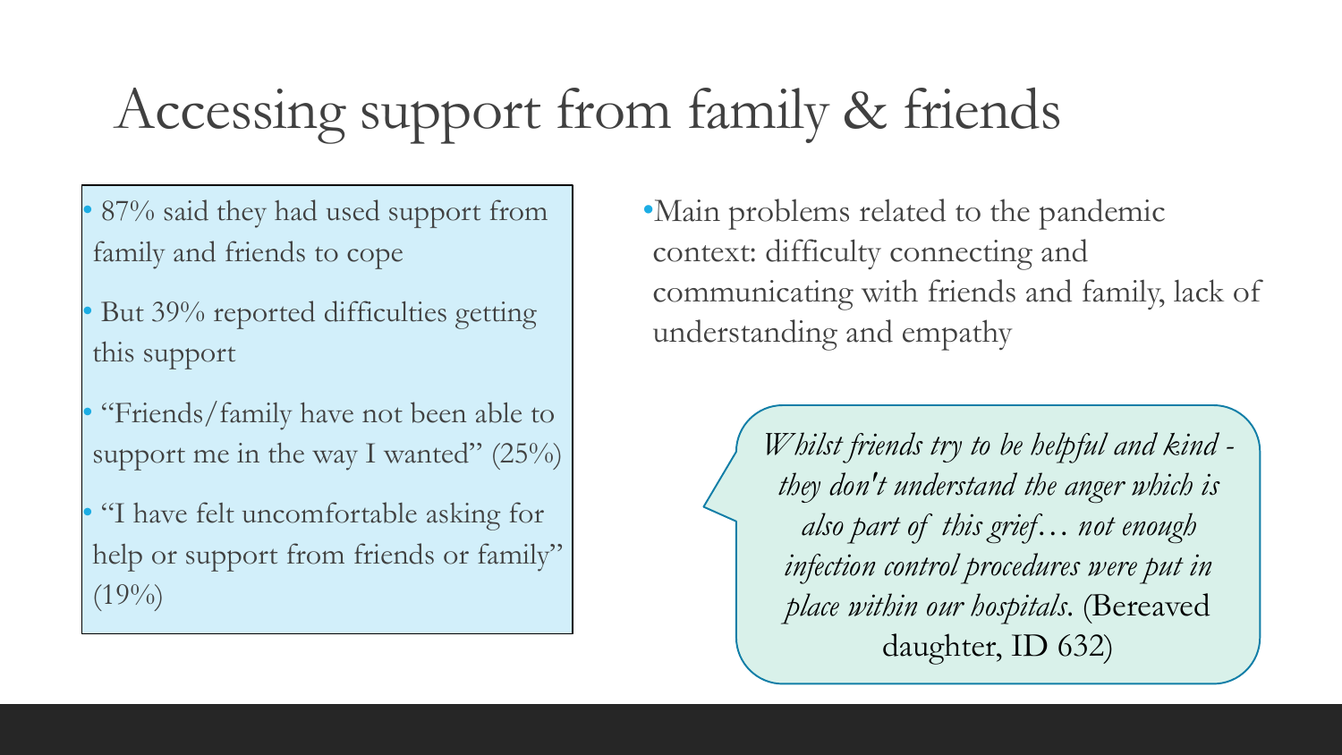# Accessing support from family & friends

- 87% said they had used support from family and friends to cope
- But 39% reported difficulties getting this support
- "Friends/family have not been able to support me in the way I wanted" (25%)
- "I have felt uncomfortable asking for help or support from friends or family" (19%)

- Main problems related to the pandemic context: difficulty connecting and communicating with friends and family, lack of understanding and empathy

> *Whilst friends try to be helpful and kind - they don't understand the anger which is also part of this grief… not enough infection control procedures were put in place within our hospitals.* (Bereaved daughter, ID 632)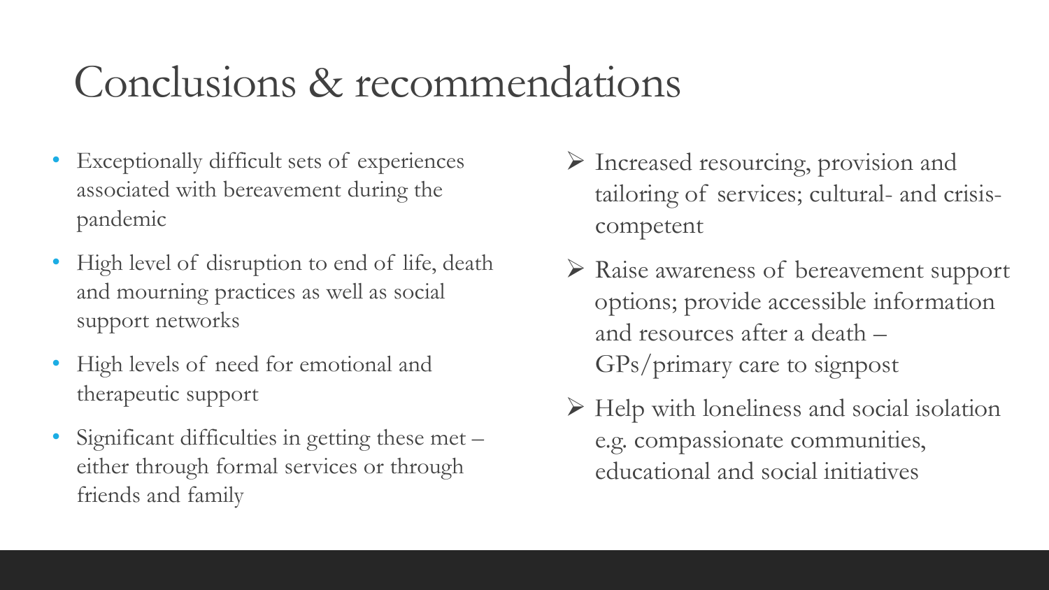# Conclusions & recommendations

- Exceptionally difficult sets of experiences associated with bereavement during the pandemic
- High level of disruption to end of life, death and mourning practices as well as social support networks
- High levels of need for emotional and therapeutic support
- Significant difficulties in getting these met – either through formal services or through friends and family

- Increased resourcing, provision and tailoring of services; cultural- and crisis-competent
- Raise awareness of bereavement support options; provide accessible information and resources after a death – GPs/primary care to signpost
- Help with loneliness and social isolation e.g. compassionate communities, educational and social initiatives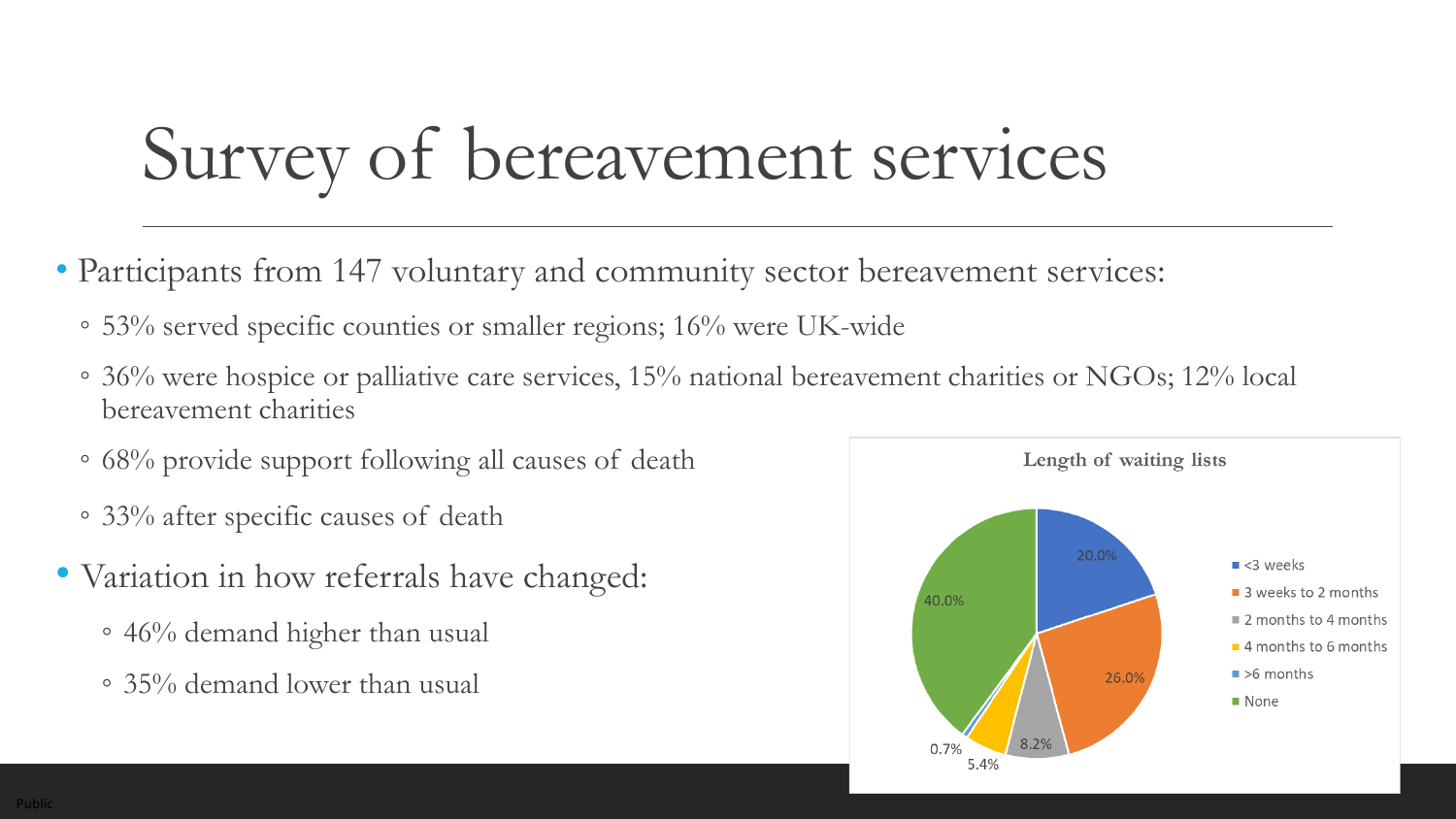# Survey of bereavement services

- Participants from 147 voluntary and community sector bereavement services:
  - 53% served specific counties or smaller regions; 16% were UK-wide
  - 36% were hospice or palliative care services, 15% national bereavement charities or NGOs; 12% local bereavement charities
  - 68% provide support following all causes of death
  - 33% after specific causes of death
- Variation in how referrals have changed:
  - 46% demand higher than usual
  - 35% demand lower than usual

**Length of waiting lists**

| Length of waiting list | Percentage |
|---|---|
| <3 weeks | 20.0% |
| 3 weeks to 2 months | 26.0% |
| 2 months to 4 months | 8.2% |
| 4 months to 6 months | 5.4% |
| >6 months | 0.7% |
| None | 40.0% |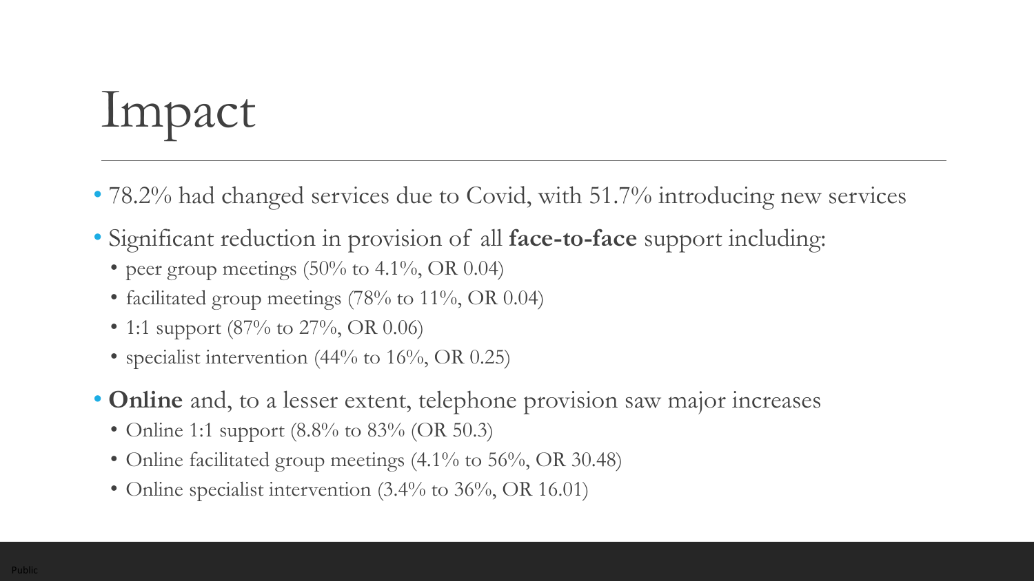# Impact

- 78.2% had changed services due to Covid, with 51.7% introducing new services
- Significant reduction in provision of all **face-to-face** support including:
  - peer group meetings (50% to 4.1%, OR 0.04)
  - facilitated group meetings (78% to 11%, OR 0.04)
  - 1:1 support (87% to 27%, OR 0.06)
  - specialist intervention (44% to 16%, OR 0.25)
- **Online** and, to a lesser extent, telephone provision saw major increases
  - Online 1:1 support (8.8% to 83% (OR 50.3)
  - Online facilitated group meetings (4.1% to 56%, OR 30.48)
  - Online specialist intervention (3.4% to 36%, OR 16.01)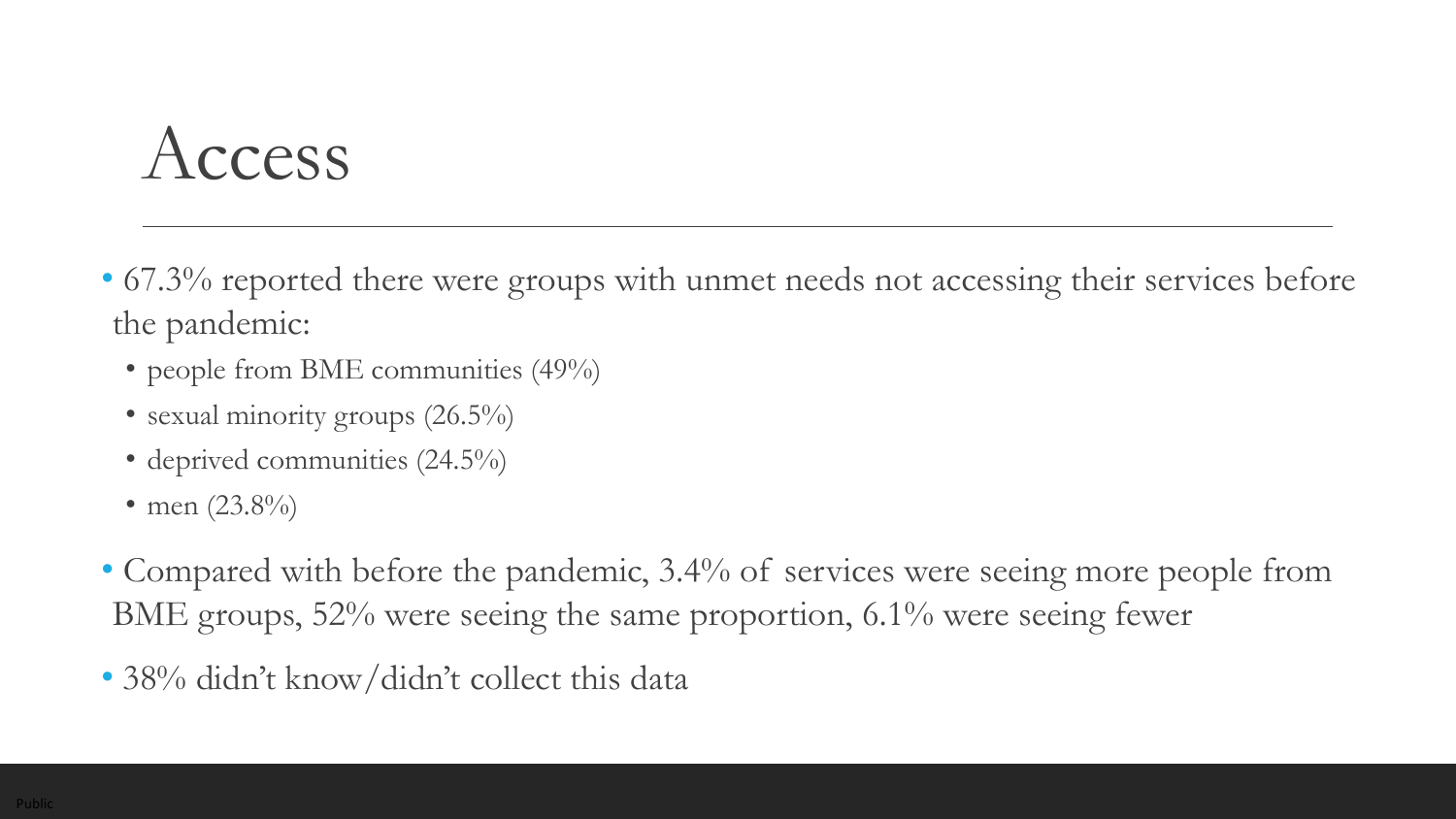# Access

- 67.3% reported there were groups with unmet needs not accessing their services before the pandemic:
  - people from BME communities (49%)
  - sexual minority groups (26.5%)
  - deprived communities (24.5%)
  - men (23.8%)
- Compared with before the pandemic, 3.4% of services were seeing more people from BME groups, 52% were seeing the same proportion, 6.1% were seeing fewer
- 38% didn't know/didn't collect this data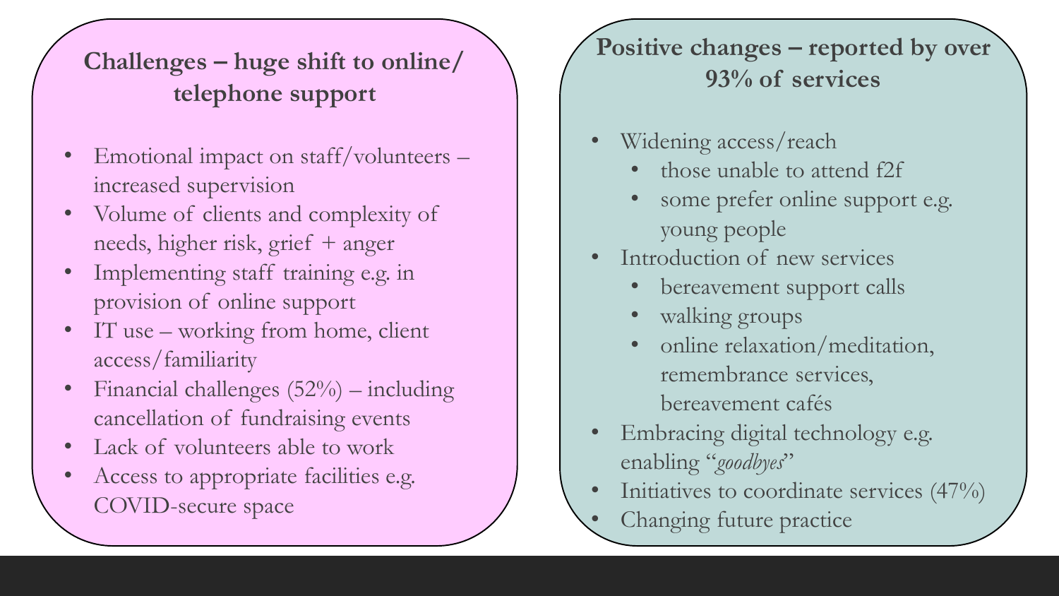## Challenges – huge shift to online/ telephone support

- Emotional impact on staff/volunteers – increased supervision
- Volume of clients and complexity of needs, higher risk, grief + anger
- Implementing staff training e.g. in provision of online support
- IT use – working from home, client access/familiarity
- Financial challenges (52%) – including cancellation of fundraising events
- Lack of volunteers able to work
- Access to appropriate facilities e.g. COVID-secure space

## Positive changes – reported by over 93% of services

- Widening access/reach
  - those unable to attend f2f
  - some prefer online support e.g. young people
- Introduction of new services
  - bereavement support calls
  - walking groups
  - online relaxation/meditation, remembrance services, bereavement cafés
- Embracing digital technology e.g. enabling "*goodbyes*"
- Initiatives to coordinate services (47%)
- Changing future practice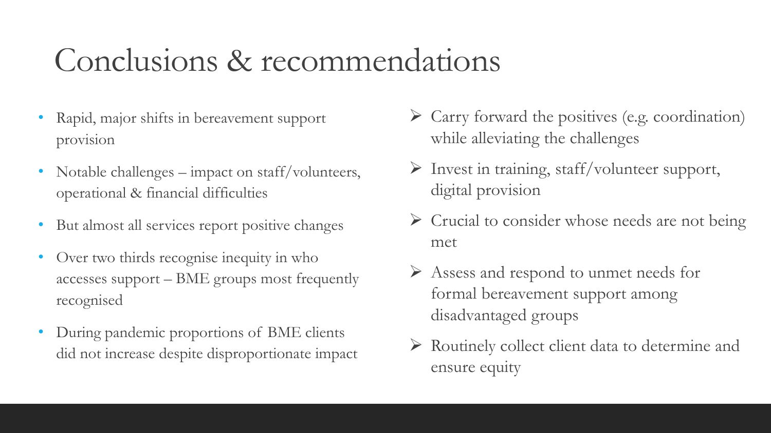# Conclusions & recommendations

- Rapid, major shifts in bereavement support provision
- Notable challenges – impact on staff/volunteers, operational & financial difficulties
- But almost all services report positive changes
- Over two thirds recognise inequity in who accesses support – BME groups most frequently recognised
- During pandemic proportions of BME clients did not increase despite disproportionate impact

- Carry forward the positives (e.g. coordination) while alleviating the challenges
- Invest in training, staff/volunteer support, digital provision
- Crucial to consider whose needs are not being met
- Assess and respond to unmet needs for formal bereavement support among disadvantaged groups
- Routinely collect client data to determine and ensure equity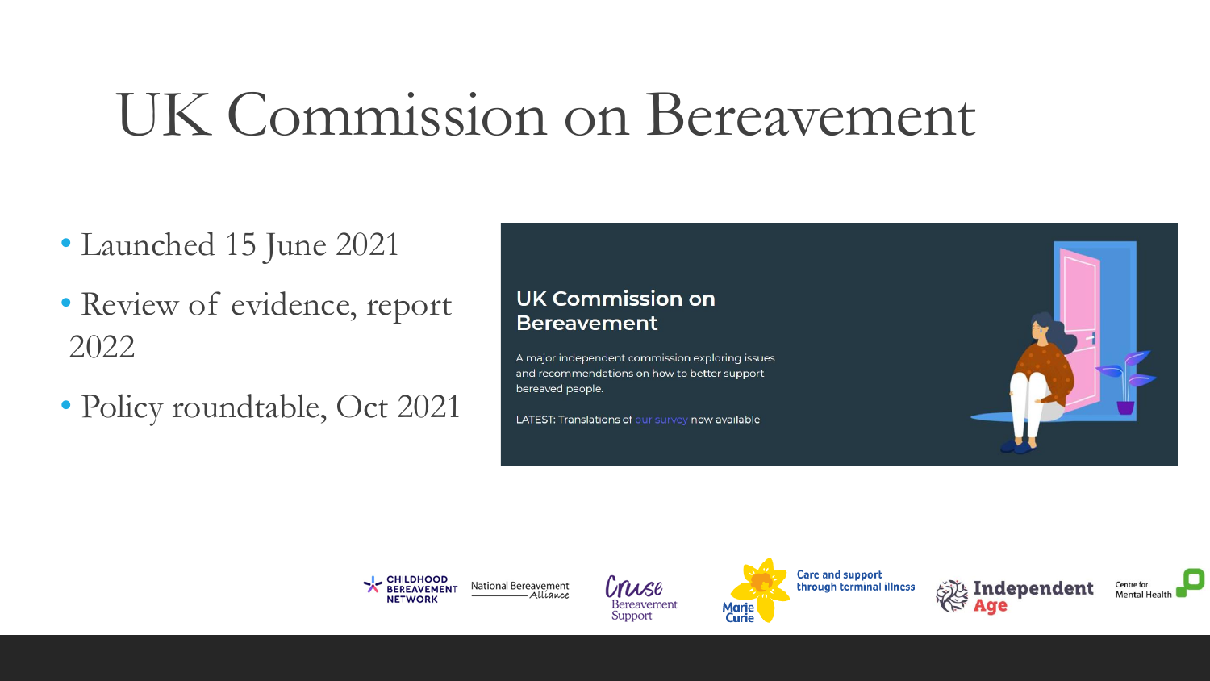# UK Commission on Bereavement

- Launched 15 June 2021
- Review of evidence, report 2022
- Policy roundtable, Oct 2021

## UK Commission on Bereavement

A major independent commission exploring issues and recommendations on how to better support bereaved people.

LATEST: Translations of our survey now available

Childhood Bereavement Network · National Bereavement Alliance · Cruse Bereavement Support · Marie Curie – Care and support through terminal illness · Independent Age · Centre for Mental Health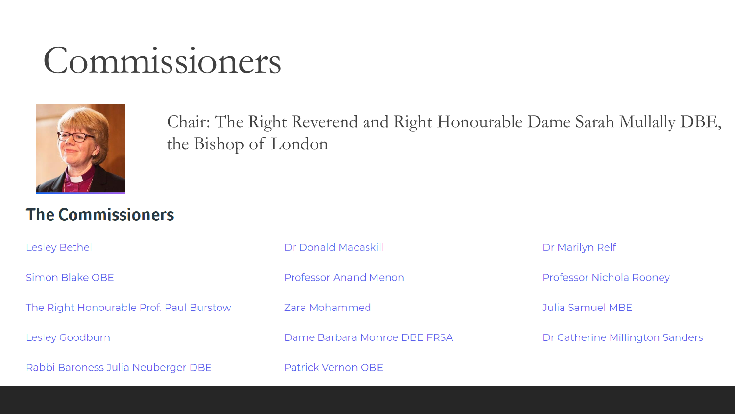# Commissioners

Chair: The Right Reverend and Right Honourable Dame Sarah Mullally DBE, the Bishop of London

## The Commissioners

- Lesley Bethel
- Simon Blake OBE
- The Right Honourable Prof. Paul Burstow
- Lesley Goodburn
- Rabbi Baroness Julia Neuberger DBE
- Dr Donald Macaskill
- Professor Anand Menon
- Zara Mohammed
- Dame Barbara Monroe DBE FRSA
- Patrick Vernon OBE
- Dr Marilyn Relf
- Professor Nichola Rooney
- Julia Samuel MBE
- Dr Catherine Millington Sanders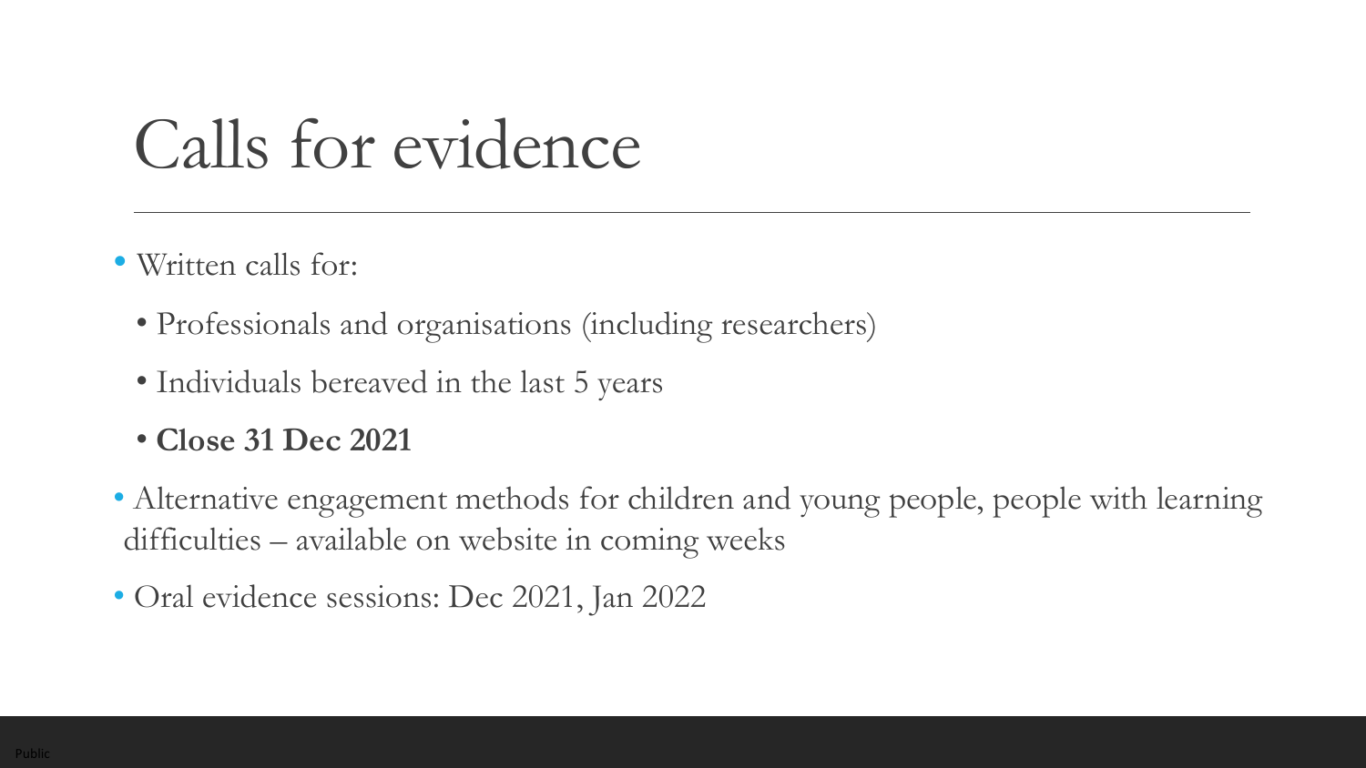# Calls for evidence

- Written calls for:
  - Professionals and organisations (including researchers)
  - Individuals bereaved in the last 5 years
  - **Close 31 Dec 2021**
- Alternative engagement methods for children and young people, people with learning difficulties – available on website in coming weeks
- Oral evidence sessions: Dec 2021, Jan 2022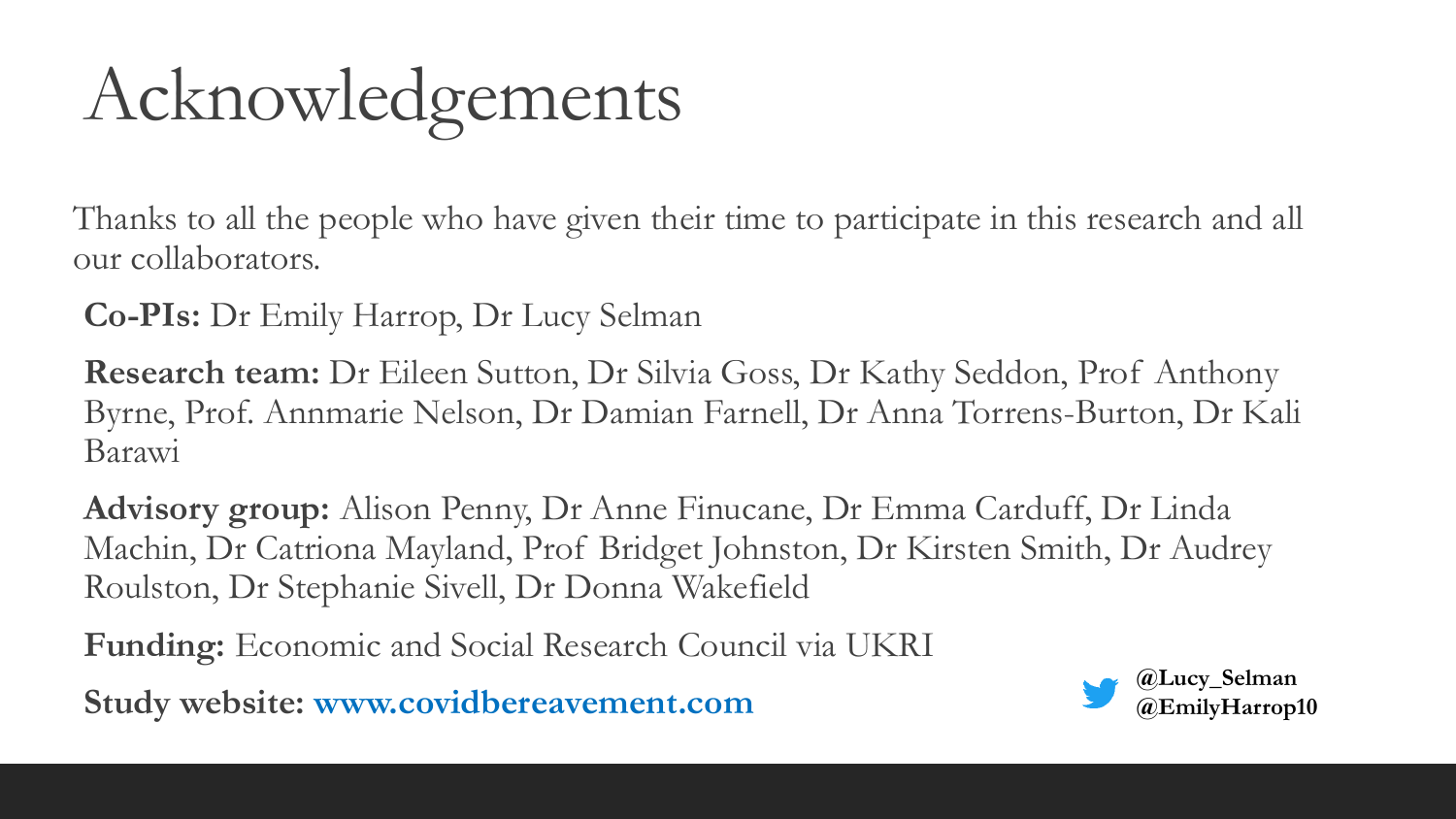# Acknowledgements

Thanks to all the people who have given their time to participate in this research and all our collaborators.

**Co-PIs:** Dr Emily Harrop, Dr Lucy Selman

**Research team:** Dr Eileen Sutton, Dr Silvia Goss, Dr Kathy Seddon, Prof Anthony Byrne, Prof. Annmarie Nelson, Dr Damian Farnell, Dr Anna Torrens-Burton, Dr Kali Barawi

**Advisory group:** Alison Penny, Dr Anne Finucane, Dr Emma Carduff, Dr Linda Machin, Dr Catriona Mayland, Prof Bridget Johnston, Dr Kirsten Smith, Dr Audrey Roulston, Dr Stephanie Sivell, Dr Donna Wakefield

**Funding:** Economic and Social Research Council via UKRI

**Study website: www.covidbereavement.com**

**@Lucy_Selman**
**@EmilyHarrop10**